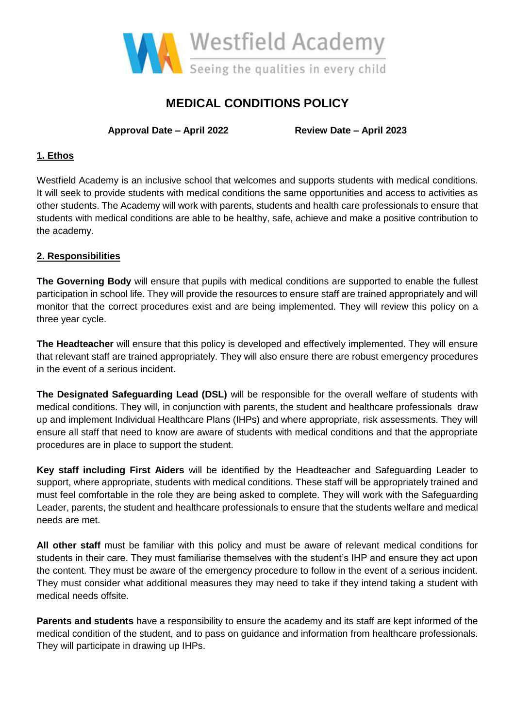Westfield Academy

Seeing the qualities in every child

# MEDICAL CONDITIONS POLICY

**Approval Date – April 2022** **Review Date – April 2023**

## 1. Ethos

Westfield Academy is an inclusive school that welcomes and supports students with medical conditions. It will seek to provide students with medical conditions the same opportunities and access to activities as other students. The Academy will work with parents, students and health care professionals to ensure that students with medical conditions are able to be healthy, safe, achieve and make a positive contribution to the academy.

## 2. Responsibilities

**The Governing Body** will ensure that pupils with medical conditions are supported to enable the fullest participation in school life. They will provide the resources to ensure staff are trained appropriately and will monitor that the correct procedures exist and are being implemented. They will review this policy on a three year cycle.

**The Headteacher** will ensure that this policy is developed and effectively implemented. They will ensure that relevant staff are trained appropriately. They will also ensure there are robust emergency procedures in the event of a serious incident.

**The Designated Safeguarding Lead (DSL)** will be responsible for the overall welfare of students with medical conditions. They will, in conjunction with parents, the student and healthcare professionals draw up and implement Individual Healthcare Plans (IHPs) and where appropriate, risk assessments. They will ensure all staff that need to know are aware of students with medical conditions and that the appropriate procedures are in place to support the student.

**Key staff including First Aiders** will be identified by the Headteacher and Safeguarding Leader to support, where appropriate, students with medical conditions. These staff will be appropriately trained and must feel comfortable in the role they are being asked to complete. They will work with the Safeguarding Leader, parents, the student and healthcare professionals to ensure that the students welfare and medical needs are met.

**All other staff** must be familiar with this policy and must be aware of relevant medical conditions for students in their care. They must familiarise themselves with the student's IHP and ensure they act upon the content. They must be aware of the emergency procedure to follow in the event of a serious incident. They must consider what additional measures they may need to take if they intend taking a student with medical needs offsite.

**Parents and students** have a responsibility to ensure the academy and its staff are kept informed of the medical condition of the student, and to pass on guidance and information from healthcare professionals. They will participate in drawing up IHPs.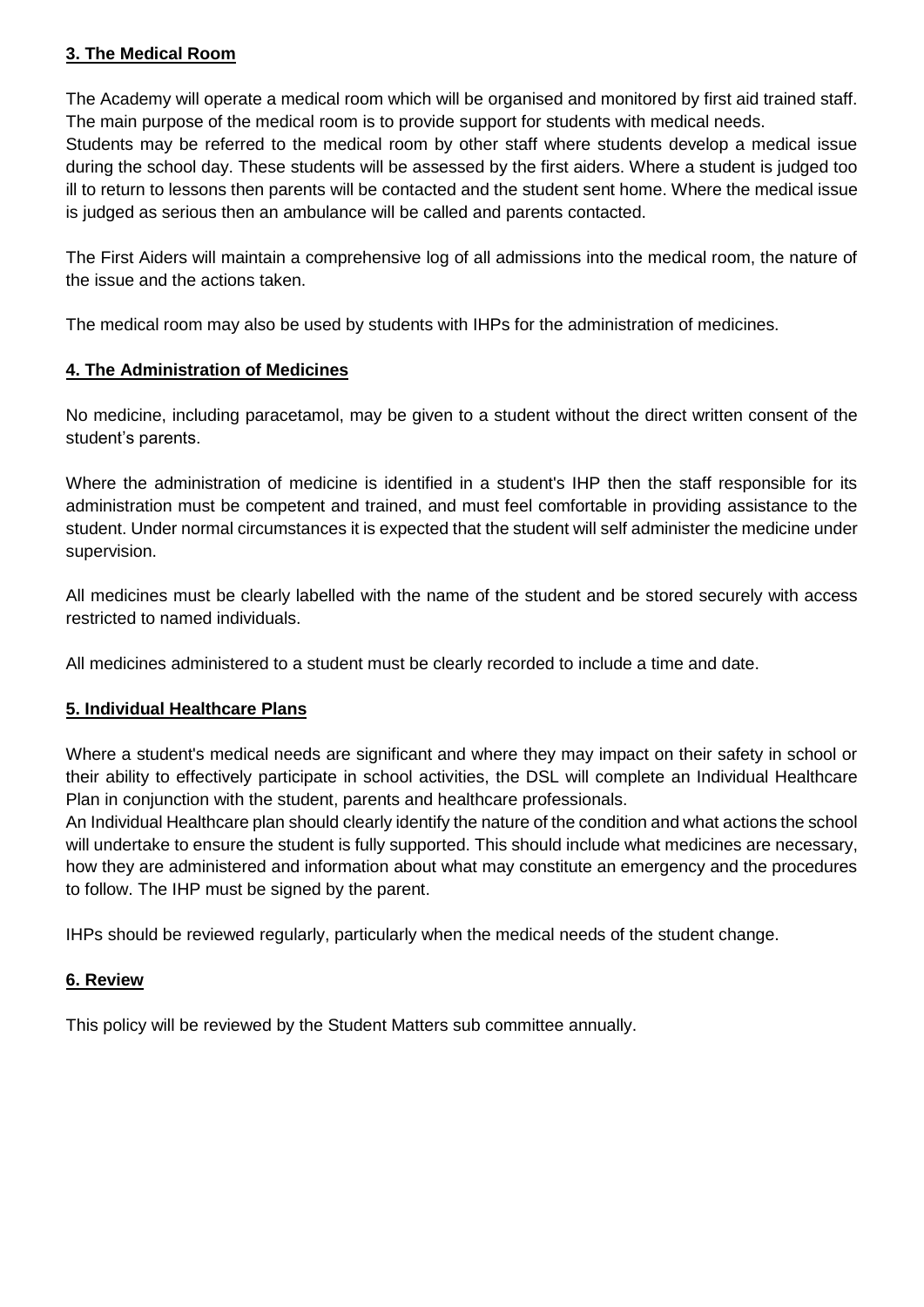## 3. The Medical Room

The Academy will operate a medical room which will be organised and monitored by first aid trained staff. The main purpose of the medical room is to provide support for students with medical needs.
Students may be referred to the medical room by other staff where students develop a medical issue during the school day. These students will be assessed by the first aiders. Where a student is judged too ill to return to lessons then parents will be contacted and the student sent home. Where the medical issue is judged as serious then an ambulance will be called and parents contacted.

The First Aiders will maintain a comprehensive log of all admissions into the medical room, the nature of the issue and the actions taken.

The medical room may also be used by students with IHPs for the administration of medicines.

## 4. The Administration of Medicines

No medicine, including paracetamol, may be given to a student without the direct written consent of the student's parents.

Where the administration of medicine is identified in a student's IHP then the staff responsible for its administration must be competent and trained, and must feel comfortable in providing assistance to the student. Under normal circumstances it is expected that the student will self administer the medicine under supervision.

All medicines must be clearly labelled with the name of the student and be stored securely with access restricted to named individuals.

All medicines administered to a student must be clearly recorded to include a time and date.

## 5. Individual Healthcare Plans

Where a student's medical needs are significant and where they may impact on their safety in school or their ability to effectively participate in school activities, the DSL will complete an Individual Healthcare Plan in conjunction with the student, parents and healthcare professionals.
An Individual Healthcare plan should clearly identify the nature of the condition and what actions the school will undertake to ensure the student is fully supported. This should include what medicines are necessary, how they are administered and information about what may constitute an emergency and the procedures to follow. The IHP must be signed by the parent.

IHPs should be reviewed regularly, particularly when the medical needs of the student change.

## 6. Review

This policy will be reviewed by the Student Matters sub committee annually.